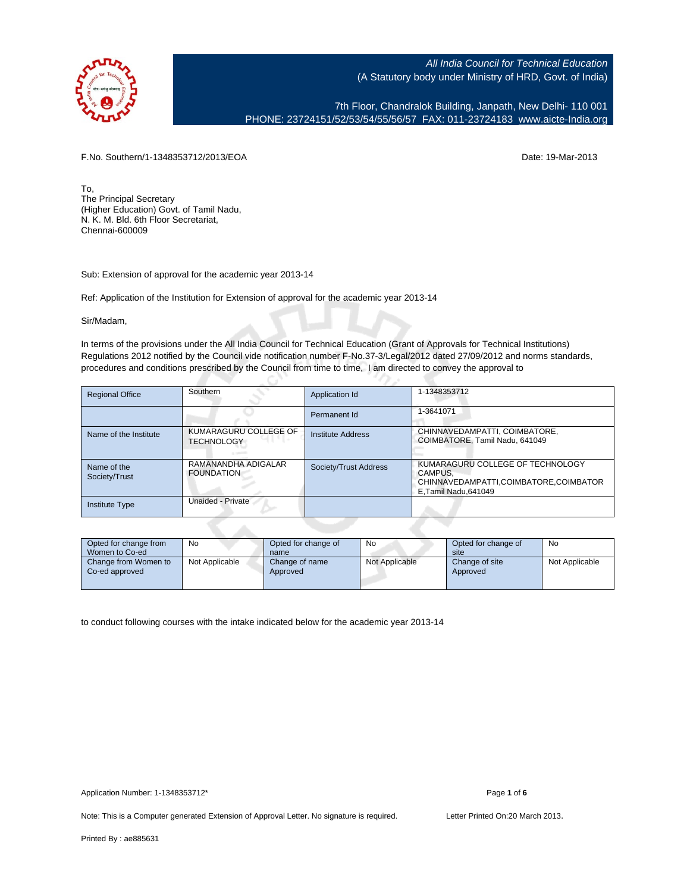*All India Council for Technical Education*
(A Statutory body under Ministry of HRD, Govt. of India)

7th Floor, Chandralok Building, Janpath, New Delhi- 110 001
PHONE: 23724151/52/53/54/55/56/57 FAX: 011-23724183 www.aicte-India.org

F.No. Southern/1-1348353712/2013/EOA

Date: 19-Mar-2013

To,
The Principal Secretary
(Higher Education) Govt. of Tamil Nadu,
N. K. M. Bld. 6th Floor Secretariat,
Chennai-600009

Sub: Extension of approval for the academic year 2013-14

Ref: Application of the Institution for Extension of approval for the academic year 2013-14

Sir/Madam,

In terms of the provisions under the All India Council for Technical Education (Grant of Approvals for Technical Institutions) Regulations 2012 notified by the Council vide notification number F-No.37-3/Legal/2012 dated 27/09/2012 and norms standards, procedures and conditions prescribed by the Council from time to time, I am directed to convey the approval to

| Regional Office | Southern | Application Id | 1-1348353712 |
|---|---|---|---|
| | | Permanent Id | 1-3641071 |
| Name of the Institute | KUMARAGURU COLLEGE OF TECHNOLOGY | Institute Address | CHINNAVEDAMPATTI, COIMBATORE, COIMBATORE, Tamil Nadu, 641049 |
| Name of the Society/Trust | RAMANANDHA ADIGALAR FOUNDATION | Society/Trust Address | KUMARAGURU COLLEGE OF TECHNOLOGY CAMPUS, CHINNAVEDAMPATTI,COIMBATORE,COIMBATORE,Tamil Nadu,641049 |
| Institute Type | Unaided - Private | | |

| Opted for change from Women to Co-ed | No | Opted for change of name | No | Opted for change of site | No |
|---|---|---|---|---|---|
| Change from Women to Co-ed approved | Not Applicable | Change of name Approved | Not Applicable | Change of site Approved | Not Applicable |

to conduct following courses with the intake indicated below for the academic year 2013-14

Application Number: 1-1348353712*

Note: This is a Computer generated Extension of Approval Letter. No signature is required.

Letter Printed On:20 March 2013.

Printed By : ae885631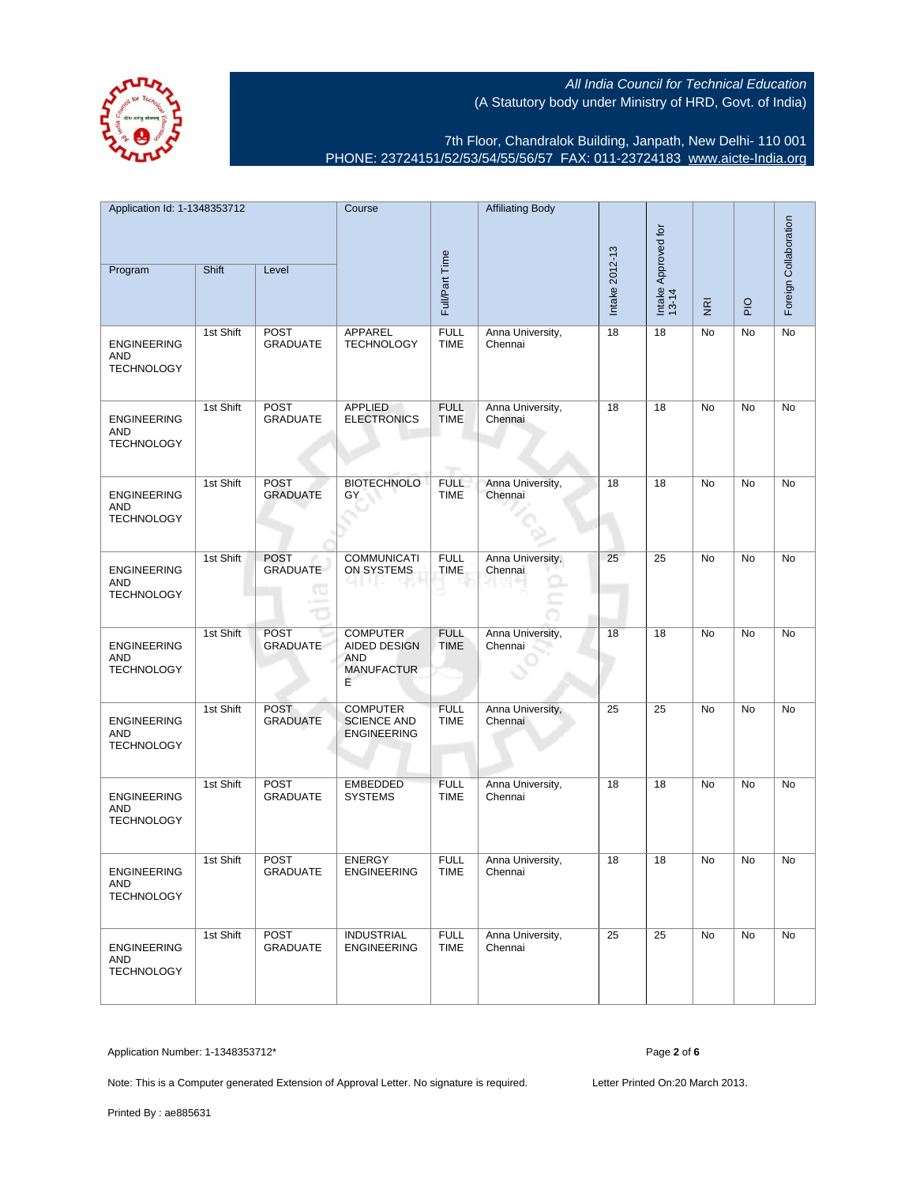All India Council for Technical Education
(A Statutory body under Ministry of HRD, Govt. of India)

7th Floor, Chandralok Building, Janpath, New Delhi- 110 001
PHONE: 23724151/52/53/54/55/56/57 FAX: 011-23724183 www.aicte-India.org

| Application Id: 1-1348353712 | | | Course | Full/Part Time | Affiliating Body | Intake 2012-13 | Intake Approved for 13-14 | NRI | PIO | Foreign Collaboration |
|---|---|---|---|---|---|---|---|---|---|---|
| Program | Shift | Level | | | | | | | | |
| ENGINEERING AND TECHNOLOGY | 1st Shift | POST GRADUATE | APPAREL TECHNOLOGY | FULL TIME | Anna University, Chennai | 18 | 18 | No | No | No |
| ENGINEERING AND TECHNOLOGY | 1st Shift | POST GRADUATE | APPLIED ELECTRONICS | FULL TIME | Anna University, Chennai | 18 | 18 | No | No | No |
| ENGINEERING AND TECHNOLOGY | 1st Shift | POST GRADUATE | BIOTECHNOLOGY | FULL TIME | Anna University, Chennai | 18 | 18 | No | No | No |
| ENGINEERING AND TECHNOLOGY | 1st Shift | POST GRADUATE | COMMUNICATION SYSTEMS | FULL TIME | Anna University, Chennai | 25 | 25 | No | No | No |
| ENGINEERING AND TECHNOLOGY | 1st Shift | POST GRADUATE | COMPUTER AIDED DESIGN AND MANUFACTURE | FULL TIME | Anna University, Chennai | 18 | 18 | No | No | No |
| ENGINEERING AND TECHNOLOGY | 1st Shift | POST GRADUATE | COMPUTER SCIENCE AND ENGINEERING | FULL TIME | Anna University, Chennai | 25 | 25 | No | No | No |
| ENGINEERING AND TECHNOLOGY | 1st Shift | POST GRADUATE | EMBEDDED SYSTEMS | FULL TIME | Anna University, Chennai | 18 | 18 | No | No | No |
| ENGINEERING AND TECHNOLOGY | 1st Shift | POST GRADUATE | ENERGY ENGINEERING | FULL TIME | Anna University, Chennai | 18 | 18 | No | No | No |
| ENGINEERING AND TECHNOLOGY | 1st Shift | POST GRADUATE | INDUSTRIAL ENGINEERING | FULL TIME | Anna University, Chennai | 25 | 25 | No | No | No |

Application Number: 1-1348353712*

Note: This is a Computer generated Extension of Approval Letter. No signature is required. Letter Printed On:20 March 2013.

Printed By : ae885631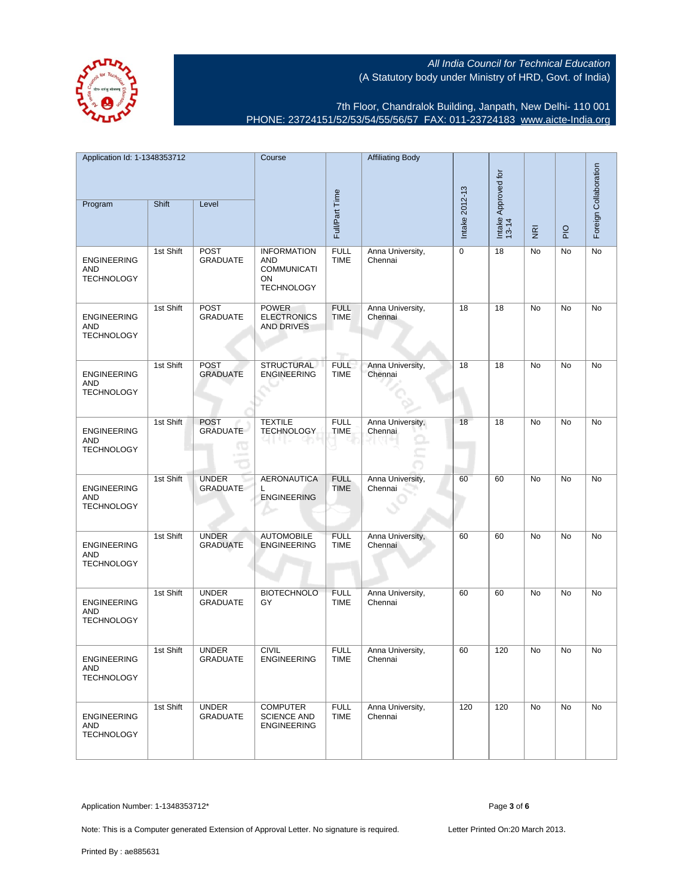All India Council for Technical Education
(A Statutory body under Ministry of HRD, Govt. of India)

7th Floor, Chandralok Building, Janpath, New Delhi- 110 001
PHONE: 23724151/52/53/54/55/56/57 FAX: 011-23724183 www.aicte-India.org

| Application Id: 1-1348353712 | | | Course | Full/Part Time | Affiliating Body | Intake 2012-13 | Intake Approved for 13-14 | NRI | PIO | Foreign Collaboration |
|---|---|---|---|---|---|---|---|---|---|---|
| Program | Shift | Level | | | | | | | | |
| ENGINEERING AND TECHNOLOGY | 1st Shift | POST GRADUATE | INFORMATION AND COMMUNICATION TECHNOLOGY | FULL TIME | Anna University, Chennai | 0 | 18 | No | No | No |
| ENGINEERING AND TECHNOLOGY | 1st Shift | POST GRADUATE | POWER ELECTRONICS AND DRIVES | FULL TIME | Anna University, Chennai | 18 | 18 | No | No | No |
| ENGINEERING AND TECHNOLOGY | 1st Shift | POST GRADUATE | STRUCTURAL ENGINEERING | FULL TIME | Anna University, Chennai | 18 | 18 | No | No | No |
| ENGINEERING AND TECHNOLOGY | 1st Shift | POST GRADUATE | TEXTILE TECHNOLOGY | FULL TIME | Anna University, Chennai | 18 | 18 | No | No | No |
| ENGINEERING AND TECHNOLOGY | 1st Shift | UNDER GRADUATE | AERONAUTICAL ENGINEERING | FULL TIME | Anna University, Chennai | 60 | 60 | No | No | No |
| ENGINEERING AND TECHNOLOGY | 1st Shift | UNDER GRADUATE | AUTOMOBILE ENGINEERING | FULL TIME | Anna University, Chennai | 60 | 60 | No | No | No |
| ENGINEERING AND TECHNOLOGY | 1st Shift | UNDER GRADUATE | BIOTECHNOLOGY | FULL TIME | Anna University, Chennai | 60 | 60 | No | No | No |
| ENGINEERING AND TECHNOLOGY | 1st Shift | UNDER GRADUATE | CIVIL ENGINEERING | FULL TIME | Anna University, Chennai | 60 | 120 | No | No | No |
| ENGINEERING AND TECHNOLOGY | 1st Shift | UNDER GRADUATE | COMPUTER SCIENCE AND ENGINEERING | FULL TIME | Anna University, Chennai | 120 | 120 | No | No | No |

Application Number: 1-1348353712*

Note: This is a Computer generated Extension of Approval Letter. No signature is required.

Letter Printed On:20 March 2013.

Printed By : ae885631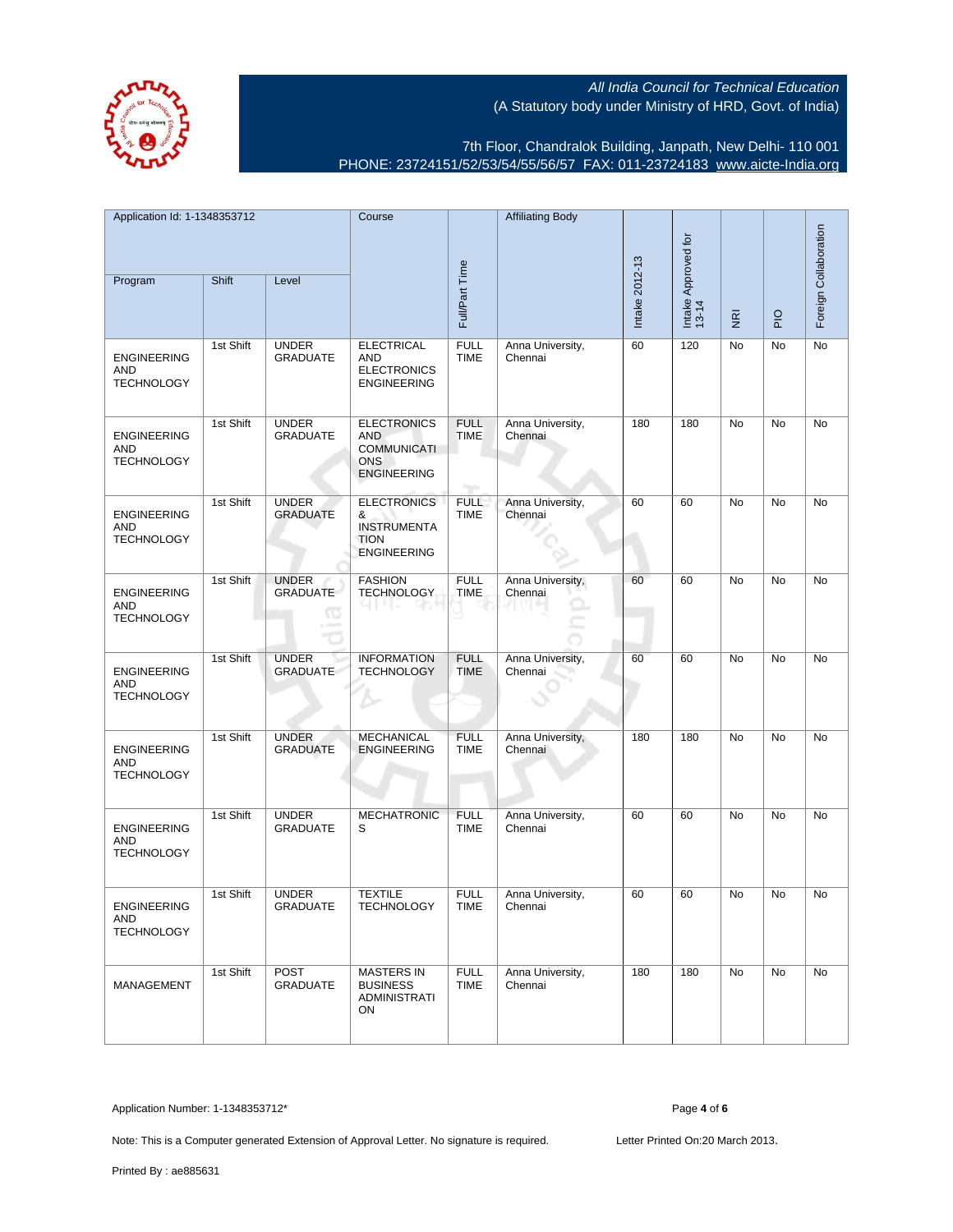All India Council for Technical Education
(A Statutory body under Ministry of HRD, Govt. of India)

7th Floor, Chandralok Building, Janpath, New Delhi- 110 001
PHONE: 23724151/52/53/54/55/56/57 FAX: 011-23724183 www.aicte-India.org

| Application Id: 1-1348353712 | | | Course | Full/Part Time | Affiliating Body | Intake 2012-13 | Intake Approved for 13-14 | NRI | PIO | Foreign Collaboration |
|---|---|---|---|---|---|---|---|---|---|---|
| Program | Shift | Level | | | | | | | | |
| ENGINEERING AND TECHNOLOGY | 1st Shift | UNDER GRADUATE | ELECTRICAL AND ELECTRONICS ENGINEERING | FULL TIME | Anna University, Chennai | 60 | 120 | No | No | No |
| ENGINEERING AND TECHNOLOGY | 1st Shift | UNDER GRADUATE | ELECTRONICS AND COMMUNICATIONS ENGINEERING | FULL TIME | Anna University, Chennai | 180 | 180 | No | No | No |
| ENGINEERING AND TECHNOLOGY | 1st Shift | UNDER GRADUATE | ELECTRONICS & INSTRUMENTATION ENGINEERING | FULL TIME | Anna University, Chennai | 60 | 60 | No | No | No |
| ENGINEERING AND TECHNOLOGY | 1st Shift | UNDER GRADUATE | FASHION TECHNOLOGY | FULL TIME | Anna University, Chennai | 60 | 60 | No | No | No |
| ENGINEERING AND TECHNOLOGY | 1st Shift | UNDER GRADUATE | INFORMATION TECHNOLOGY | FULL TIME | Anna University, Chennai | 60 | 60 | No | No | No |
| ENGINEERING AND TECHNOLOGY | 1st Shift | UNDER GRADUATE | MECHANICAL ENGINEERING | FULL TIME | Anna University, Chennai | 180 | 180 | No | No | No |
| ENGINEERING AND TECHNOLOGY | 1st Shift | UNDER GRADUATE | MECHATRONICS | FULL TIME | Anna University, Chennai | 60 | 60 | No | No | No |
| ENGINEERING AND TECHNOLOGY | 1st Shift | UNDER GRADUATE | TEXTILE TECHNOLOGY | FULL TIME | Anna University, Chennai | 60 | 60 | No | No | No |
| MANAGEMENT | 1st Shift | POST GRADUATE | MASTERS IN BUSINESS ADMINISTRATION | FULL TIME | Anna University, Chennai | 180 | 180 | No | No | No |

Application Number: 1-1348353712*

Note: This is a Computer generated Extension of Approval Letter. No signature is required. Letter Printed On:20 March 2013.

Printed By : ae885631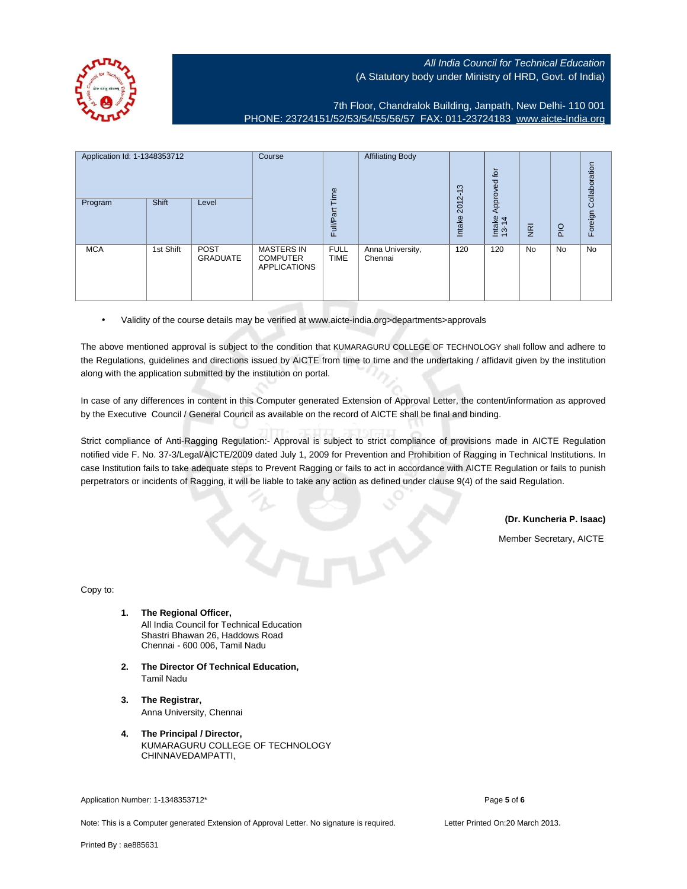All India Council for Technical Education
(A Statutory body under Ministry of HRD, Govt. of India)

7th Floor, Chandralok Building, Janpath, New Delhi- 110 001
PHONE: 23724151/52/53/54/55/56/57 FAX: 011-23724183 www.aicte-India.org

| Application Id: 1-1348353712 | | | Course | Full/Part Time | Affiliating Body | Intake 2012-13 | Intake Approved for 13-14 | NRI | PIO | Foreign Collaboration |
|---|---|---|---|---|---|---|---|---|---|---|
| Program | Shift | Level | | | | | | | | |
| MCA | 1st Shift | POST GRADUATE | MASTERS IN COMPUTER APPLICATIONS | FULL TIME | Anna University, Chennai | 120 | 120 | No | No | No |

- Validity of the course details may be verified at www.aicte-india.org>departments>approvals

The above mentioned approval is subject to the condition that KUMARAGURU COLLEGE OF TECHNOLOGY shall follow and adhere to the Regulations, guidelines and directions issued by AICTE from time to time and the undertaking / affidavit given by the institution along with the application submitted by the institution on portal.

In case of any differences in content in this Computer generated Extension of Approval Letter, the content/information as approved by the Executive Council / General Council as available on the record of AICTE shall be final and binding.

Strict compliance of Anti-Ragging Regulation:- Approval is subject to strict compliance of provisions made in AICTE Regulation notified vide F. No. 37-3/Legal/AICTE/2009 dated July 1, 2009 for Prevention and Prohibition of Ragging in Technical Institutions. In case Institution fails to take adequate steps to Prevent Ragging or fails to act in accordance with AICTE Regulation or fails to punish perpetrators or incidents of Ragging, it will be liable to take any action as defined under clause 9(4) of the said Regulation.

**(Dr. Kuncheria P. Isaac)**

Member Secretary, AICTE

Copy to:

1. **The Regional Officer,**
   All India Council for Technical Education
   Shastri Bhawan 26, Haddows Road
   Chennai - 600 006, Tamil Nadu

2. **The Director Of Technical Education,**
   Tamil Nadu

3. **The Registrar,**
   Anna University, Chennai

4. **The Principal / Director,**
   KUMARAGURU COLLEGE OF TECHNOLOGY
   CHINNAVEDAMPATTI,

Application Number: 1-1348353712*

Note: This is a Computer generated Extension of Approval Letter. No signature is required. Letter Printed On:20 March 2013.

Printed By : ae885631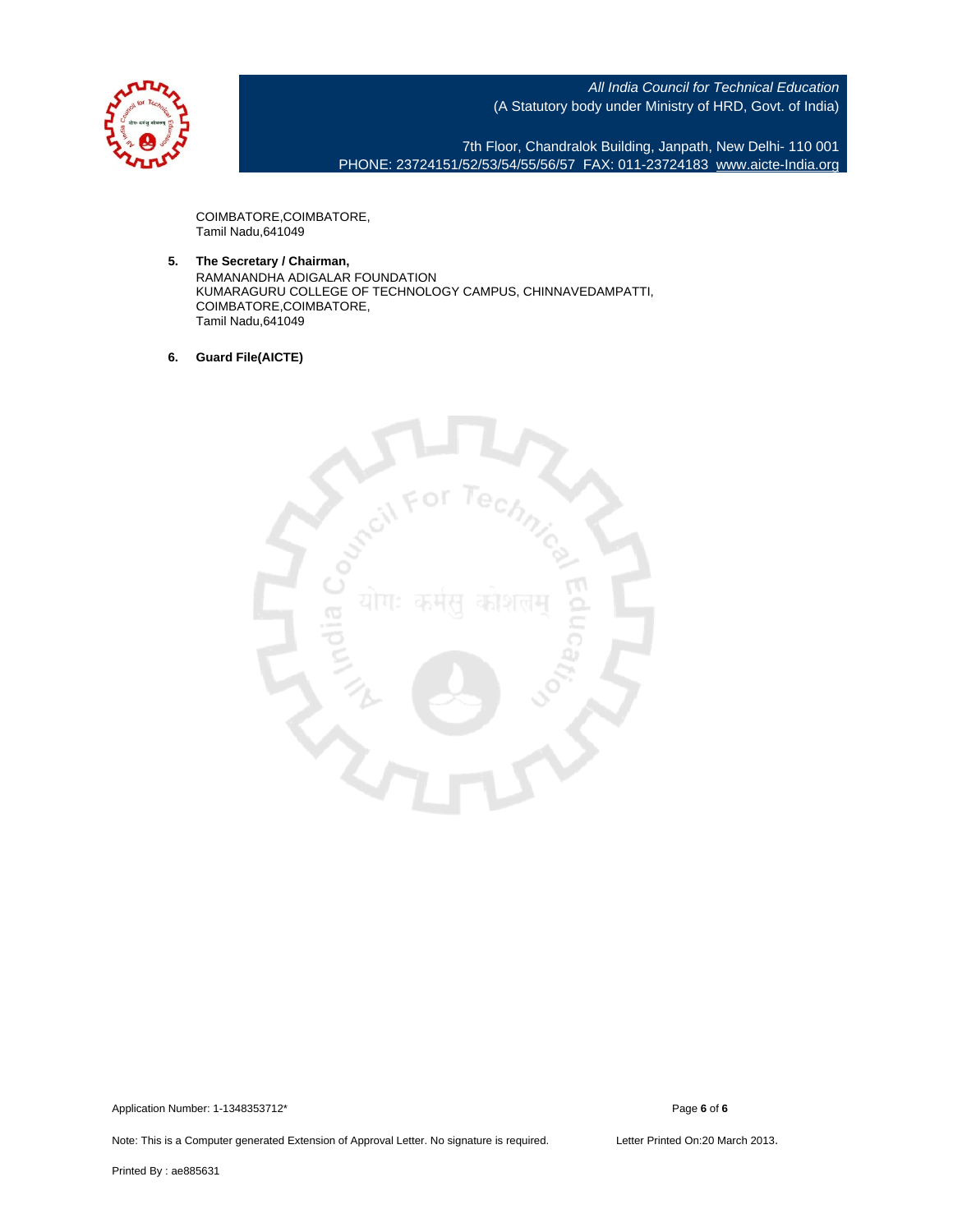COIMBATORE,COIMBATORE,
Tamil Nadu,641049

5. **The Secretary / Chairman,**
   RAMANANDHA ADIGALAR FOUNDATION
   KUMARAGURU COLLEGE OF TECHNOLOGY CAMPUS, CHINNAVEDAMPATTI,
   COIMBATORE,COIMBATORE,
   Tamil Nadu,641049

6. **Guard File(AICTE)**

Application Number: 1-1348353712*

Note: This is a Computer generated Extension of Approval Letter. No signature is required.

Letter Printed On:20 March 2013.

Printed By : ae885631